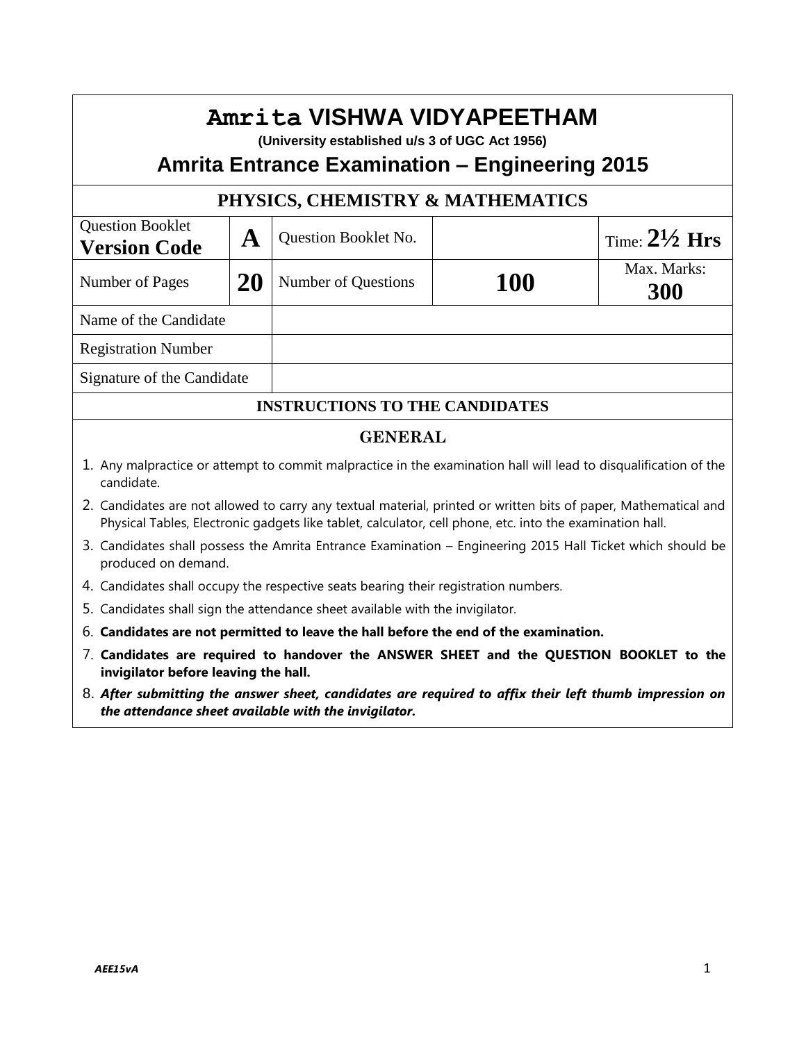# Amrita VISHWA VIDYAPEETHAM

**(University established u/s 3 of UGC Act 1956)**

## Amrita Entrance Examination – Engineering 2015

### PHYSICS, CHEMISTRY & MATHEMATICS

| Question Booklet **Version Code** | **A** | Question Booklet No. | | Time: **2½ Hrs** |
|---|---|---|---|---|
| Number of Pages | **20** | Number of Questions | **100** | Max. Marks: **300** |
| Name of the Candidate | | | | |
| Registration Number | | | | |
| Signature of the Candidate | | | | |

### INSTRUCTIONS TO THE CANDIDATES

#### GENERAL

1. Any malpractice or attempt to commit malpractice in the examination hall will lead to disqualification of the candidate.
2. Candidates are not allowed to carry any textual material, printed or written bits of paper, Mathematical and Physical Tables, Electronic gadgets like tablet, calculator, cell phone, etc. into the examination hall.
3. Candidates shall possess the Amrita Entrance Examination – Engineering 2015 Hall Ticket which should be produced on demand.
4. Candidates shall occupy the respective seats bearing their registration numbers.
5. Candidates shall sign the attendance sheet available with the invigilator.
6. **Candidates are not permitted to leave the hall before the end of the examination.**
7. **Candidates are required to handover the ANSWER SHEET and the QUESTION BOOKLET to the invigilator before leaving the hall.**
8. ***After submitting the answer sheet, candidates are required to affix their left thumb impression on the attendance sheet available with the invigilator.***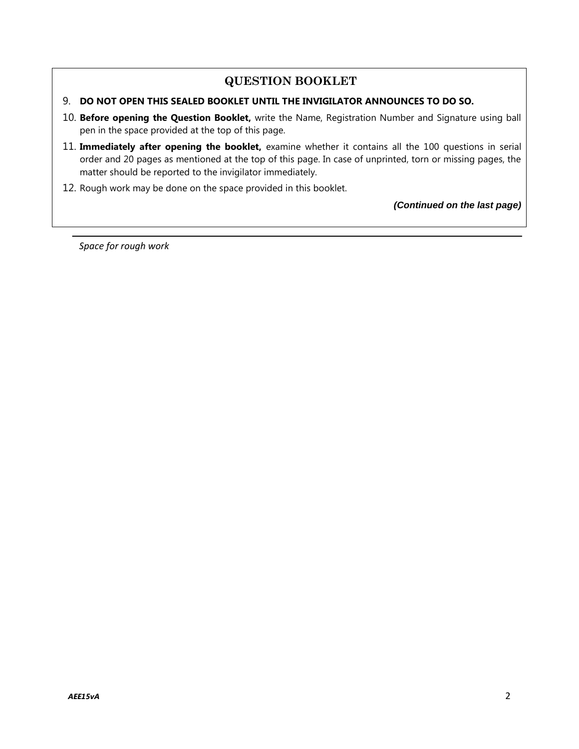## QUESTION BOOKLET

9. **DO NOT OPEN THIS SEALED BOOKLET UNTIL THE INVIGILATOR ANNOUNCES TO DO SO.**
10. **Before opening the Question Booklet,** write the Name, Registration Number and Signature using ball pen in the space provided at the top of this page.
11. **Immediately after opening the booklet,** examine whether it contains all the 100 questions in serial order and 20 pages as mentioned at the top of this page. In case of unprinted, torn or missing pages, the matter should be reported to the invigilator immediately.
12. Rough work may be done on the space provided in this booklet.

***(Continued on the last page)***

---

*Space for rough work*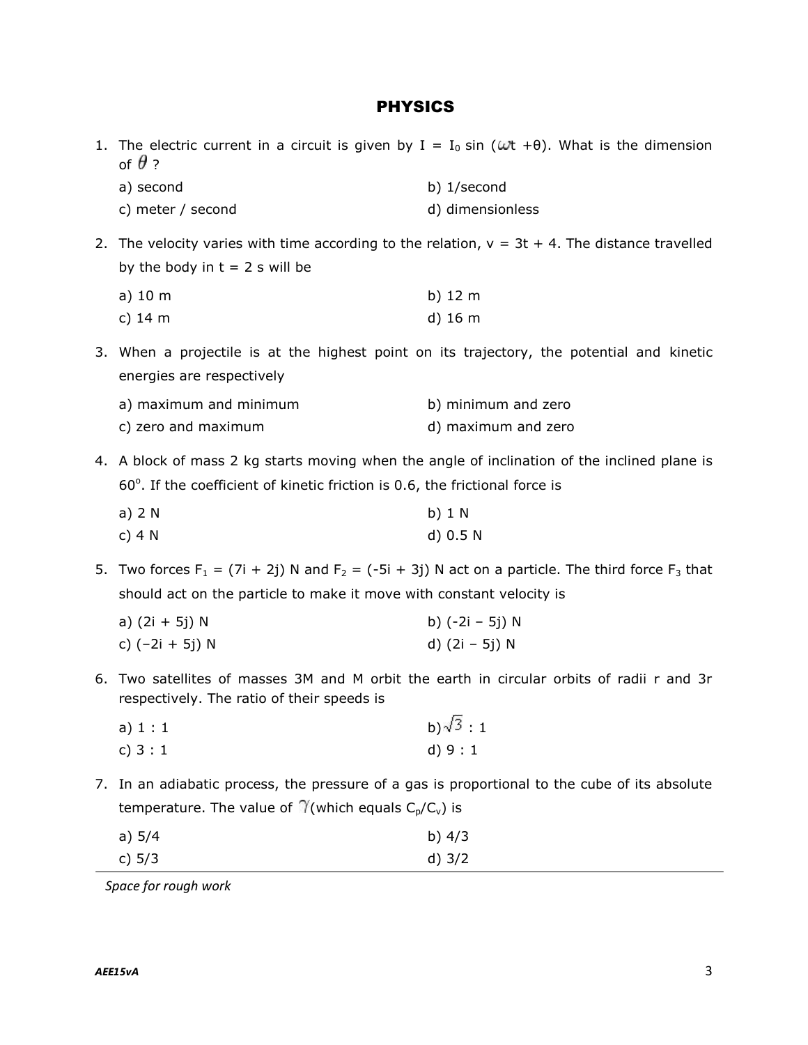# PHYSICS

1. The electric current in a circuit is given by $I = I_0 \sin(\omega t + \theta)$. What is the dimension of $\theta$ ?

   a) second  
   b) 1/second  
   c) meter / second  
   d) dimensionless

2. The velocity varies with time according to the relation, $v = 3t + 4$. The distance travelled by the body in $t = 2$ s will be

   a) 10 m  
   b) 12 m  
   c) 14 m  
   d) 16 m

3. When a projectile is at the highest point on its trajectory, the potential and kinetic energies are respectively

   a) maximum and minimum  
   b) minimum and zero  
   c) zero and maximum  
   d) maximum and zero

4. A block of mass 2 kg starts moving when the angle of inclination of the inclined plane is $60^o$. If the coefficient of kinetic friction is 0.6, the frictional force is

   a) 2 N  
   b) 1 N  
   c) 4 N  
   d) 0.5 N

5. Two forces $F_1 = (7i + 2j)$ N and $F_2 = (-5i + 3j)$ N act on a particle. The third force $F_3$ that should act on the particle to make it move with constant velocity is

   a) $(2i + 5j)$ N  
   b) $(-2i - 5j)$ N  
   c) $(-2i + 5j)$ N  
   d) $(2i - 5j)$ N

6. Two satellites of masses 3M and M orbit the earth in circular orbits of radii r and 3r respectively. The ratio of their speeds is

   a) 1 : 1  
   b) $\sqrt{3}$ : 1  
   c) 3 : 1  
   d) 9 : 1

7. In an adiabatic process, the pressure of a gas is proportional to the cube of its absolute temperature. The value of $\gamma$ (which equals $C_p/C_v$) is

   a) 5/4  
   b) 4/3  
   c) 5/3  
   d) 3/2

*Space for rough work*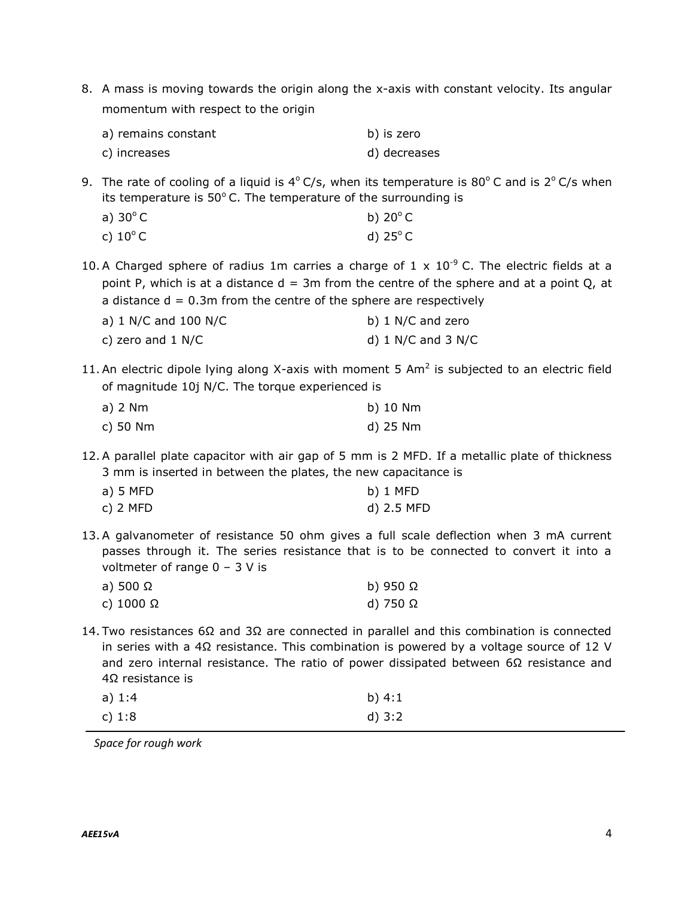8. A mass is moving towards the origin along the x-axis with constant velocity. Its angular momentum with respect to the origin

   a) remains constant
   b) is zero
   c) increases
   d) decreases

9. The rate of cooling of a liquid is $4^{o}$ C/s, when its temperature is $80^{o}$ C and is $2^{o}$ C/s when its temperature is $50^{o}$ C. The temperature of the surrounding is

   a) $30^{o}$ C
   b) $20^{o}$ C
   c) $10^{o}$ C
   d) $25^{o}$ C

10. A Charged sphere of radius 1m carries a charge of $1 \times 10^{-9}$ C. The electric fields at a point P, which is at a distance d = 3m from the centre of the sphere and at a point Q, at a distance d = 0.3m from the centre of the sphere are respectively

    a) 1 N/C and 100 N/C
    b) 1 N/C and zero
    c) zero and 1 N/C
    d) 1 N/C and 3 N/C

11. An electric dipole lying along X-axis with moment 5 $Am^{2}$ is subjected to an electric field of magnitude 10j N/C. The torque experienced is

    a) 2 Nm
    b) 10 Nm
    c) 50 Nm
    d) 25 Nm

12. A parallel plate capacitor with air gap of 5 mm is 2 MFD. If a metallic plate of thickness 3 mm is inserted in between the plates, the new capacitance is

    a) 5 MFD
    b) 1 MFD
    c) 2 MFD
    d) 2.5 MFD

13. A galvanometer of resistance 50 ohm gives a full scale deflection when 3 mA current passes through it. The series resistance that is to be connected to convert it into a voltmeter of range 0 – 3 V is

    a) 500 Ω
    b) 950 Ω
    c) 1000 Ω
    d) 750 Ω

14. Two resistances 6Ω and 3Ω are connected in parallel and this combination is connected in series with a 4Ω resistance. This combination is powered by a voltage source of 12 V and zero internal resistance. The ratio of power dissipated between 6Ω resistance and 4Ω resistance is

    a) 1:4
    b) 4:1
    c) 1:8
    d) 3:2

*Space for rough work*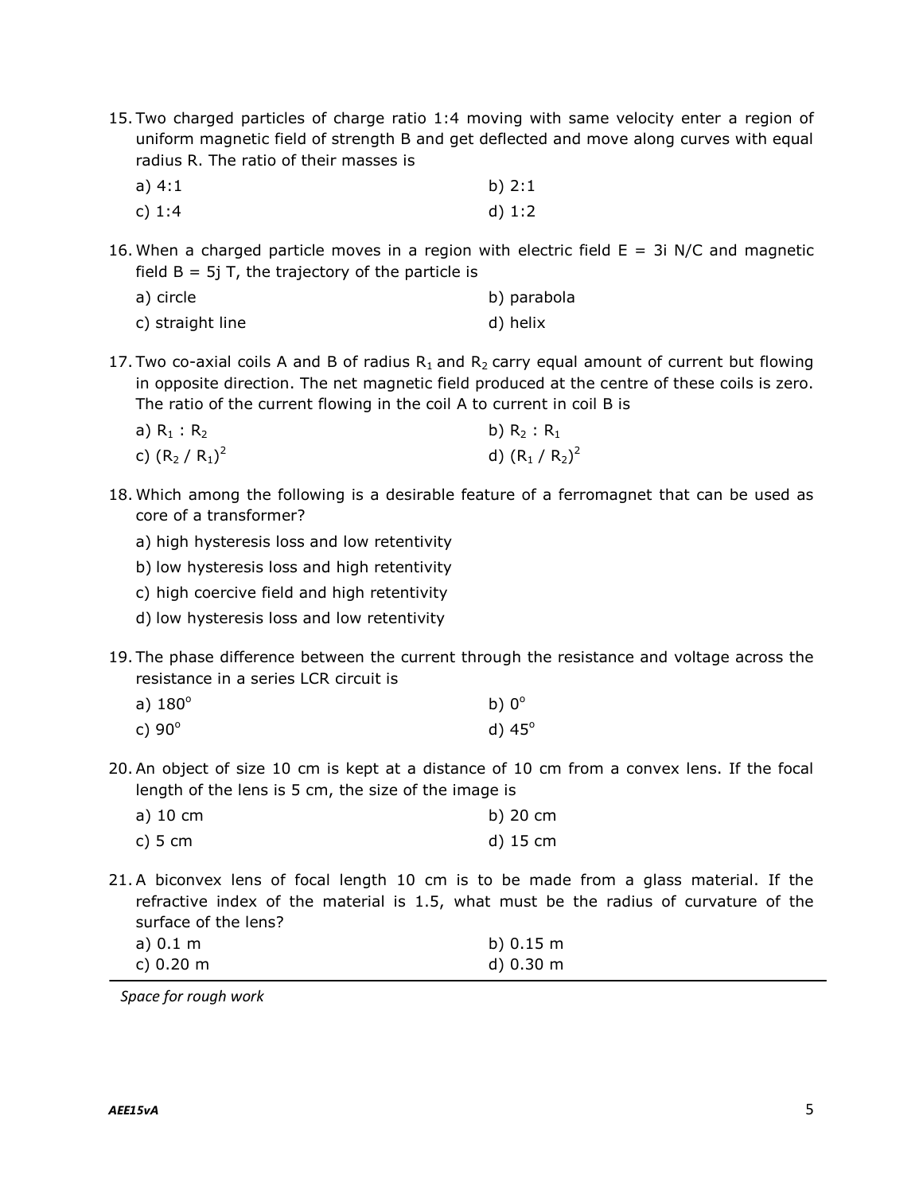15. Two charged particles of charge ratio 1:4 moving with same velocity enter a region of uniform magnetic field of strength B and get deflected and move along curves with equal radius R. The ratio of their masses is

    a) 4:1 &nbsp;&nbsp;&nbsp;&nbsp; b) 2:1

    c) 1:4 &nbsp;&nbsp;&nbsp;&nbsp; d) 1:2

16. When a charged particle moves in a region with electric field E = 3i N/C and magnetic field B = 5j T, the trajectory of the particle is

    a) circle &nbsp;&nbsp;&nbsp;&nbsp; b) parabola

    c) straight line &nbsp;&nbsp;&nbsp;&nbsp; d) helix

17. Two co-axial coils A and B of radius $R_1$ and $R_2$ carry equal amount of current but flowing in opposite direction. The net magnetic field produced at the centre of these coils is zero. The ratio of the current flowing in the coil A to current in coil B is

    a) $R_1 : R_2$ &nbsp;&nbsp;&nbsp;&nbsp; b) $R_2 : R_1$

    c) $(R_2 / R_1)^2$ &nbsp;&nbsp;&nbsp;&nbsp; d) $(R_1 / R_2)^2$

18. Which among the following is a desirable feature of a ferromagnet that can be used as core of a transformer?

    a) high hysteresis loss and low retentivity

    b) low hysteresis loss and high retentivity

    c) high coercive field and high retentivity

    d) low hysteresis loss and low retentivity

19. The phase difference between the current through the resistance and voltage across the resistance in a series LCR circuit is

    a) $180^\circ$ &nbsp;&nbsp;&nbsp;&nbsp; b) $0^\circ$

    c) $90^\circ$ &nbsp;&nbsp;&nbsp;&nbsp; d) $45^\circ$

20. An object of size 10 cm is kept at a distance of 10 cm from a convex lens. If the focal length of the lens is 5 cm, the size of the image is

    a) 10 cm &nbsp;&nbsp;&nbsp;&nbsp; b) 20 cm

    c) 5 cm &nbsp;&nbsp;&nbsp;&nbsp; d) 15 cm

21. A biconvex lens of focal length 10 cm is to be made from a glass material. If the refractive index of the material is 1.5, what must be the radius of curvature of the surface of the lens?

    a) 0.1 m &nbsp;&nbsp;&nbsp;&nbsp; b) 0.15 m

    c) 0.20 m &nbsp;&nbsp;&nbsp;&nbsp; d) 0.30 m

*Space for rough work*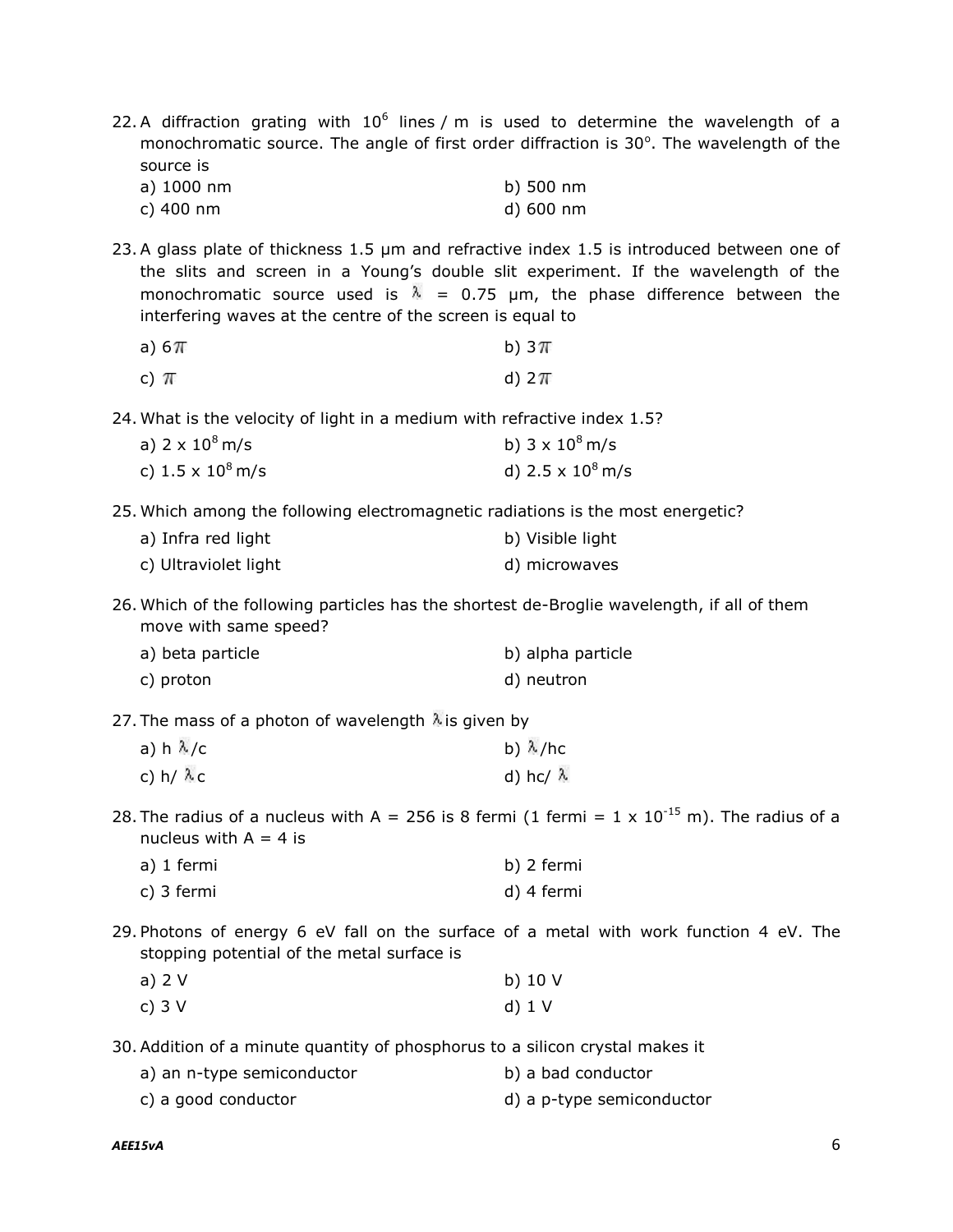22. A diffraction grating with $10^6$ lines / m is used to determine the wavelength of a monochromatic source. The angle of first order diffraction is $30^o$. The wavelength of the source is

    a) 1000 nm b) 500 nm
    c) 400 nm d) 600 nm

23. A glass plate of thickness 1.5 μm and refractive index 1.5 is introduced between one of the slits and screen in a Young's double slit experiment. If the wavelength of the monochromatic source used is $\lambda$ = 0.75 μm, the phase difference between the interfering waves at the centre of the screen is equal to

    a) $6\pi$ b) $3\pi$
    c) $\pi$ d) $2\pi$

24. What is the velocity of light in a medium with refractive index 1.5?

    a) $2 \times 10^8$ m/s b) $3 \times 10^8$ m/s
    c) $1.5 \times 10^8$ m/s d) $2.5 \times 10^8$ m/s

25. Which among the following electromagnetic radiations is the most energetic?

    a) Infra red light b) Visible light
    c) Ultraviolet light d) microwaves

26. Which of the following particles has the shortest de-Broglie wavelength, if all of them move with same speed?

    a) beta particle b) alpha particle
    c) proton d) neutron

27. The mass of a photon of wavelength $\lambda$ is given by

    a) $h\lambda/c$ b) $\lambda/hc$
    c) $h/\lambda c$ d) $hc/\lambda$

28. The radius of a nucleus with A = 256 is 8 fermi (1 fermi = $1 \times 10^{-15}$ m). The radius of a nucleus with A = 4 is

    a) 1 fermi b) 2 fermi
    c) 3 fermi d) 4 fermi

29. Photons of energy 6 eV fall on the surface of a metal with work function 4 eV. The stopping potential of the metal surface is

    a) 2 V b) 10 V
    c) 3 V d) 1 V

30. Addition of a minute quantity of phosphorus to a silicon crystal makes it

    a) an n-type semiconductor b) a bad conductor
    c) a good conductor d) a p-type semiconductor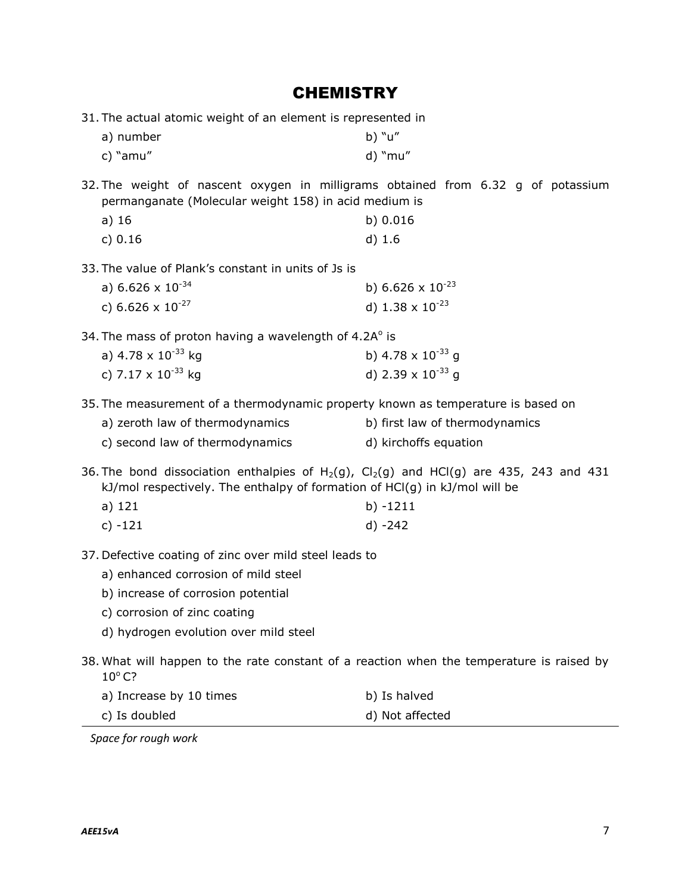# CHEMISTRY

31. The actual atomic weight of an element is represented in

a) number
b) "u"
c) "amu"
d) "mu"

32. The weight of nascent oxygen in milligrams obtained from 6.32 g of potassium permanganate (Molecular weight 158) in acid medium is

a) 16
b) 0.016
c) 0.16
d) 1.6

33. The value of Plank's constant in units of Js is

a) $6.626 \times 10^{-34}$
b) $6.626 \times 10^{-23}$
c) $6.626 \times 10^{-27}$
d) $1.38 \times 10^{-23}$

34. The mass of proton having a wavelength of $4.2A^{o}$ is

a) $4.78 \times 10^{-33}$ kg
b) $4.78 \times 10^{-33}$ g
c) $7.17 \times 10^{-33}$ kg
d) $2.39 \times 10^{-33}$ g

35. The measurement of a thermodynamic property known as temperature is based on

a) zeroth law of thermodynamics
b) first law of thermodynamics
c) second law of thermodynamics
d) kirchoffs equation

36. The bond dissociation enthalpies of $H_2$(g), $Cl_2$(g) and HCl(g) are 435, 243 and 431 kJ/mol respectively. The enthalpy of formation of HCl(g) in kJ/mol will be

a) 121
b) -1211
c) -121
d) -242

37. Defective coating of zinc over mild steel leads to

a) enhanced corrosion of mild steel
b) increase of corrosion potential
c) corrosion of zinc coating
d) hydrogen evolution over mild steel

38. What will happen to the rate constant of a reaction when the temperature is raised by $10^{o}$ C?

a) Increase by 10 times
b) Is halved
c) Is doubled
d) Not affected

*Space for rough work*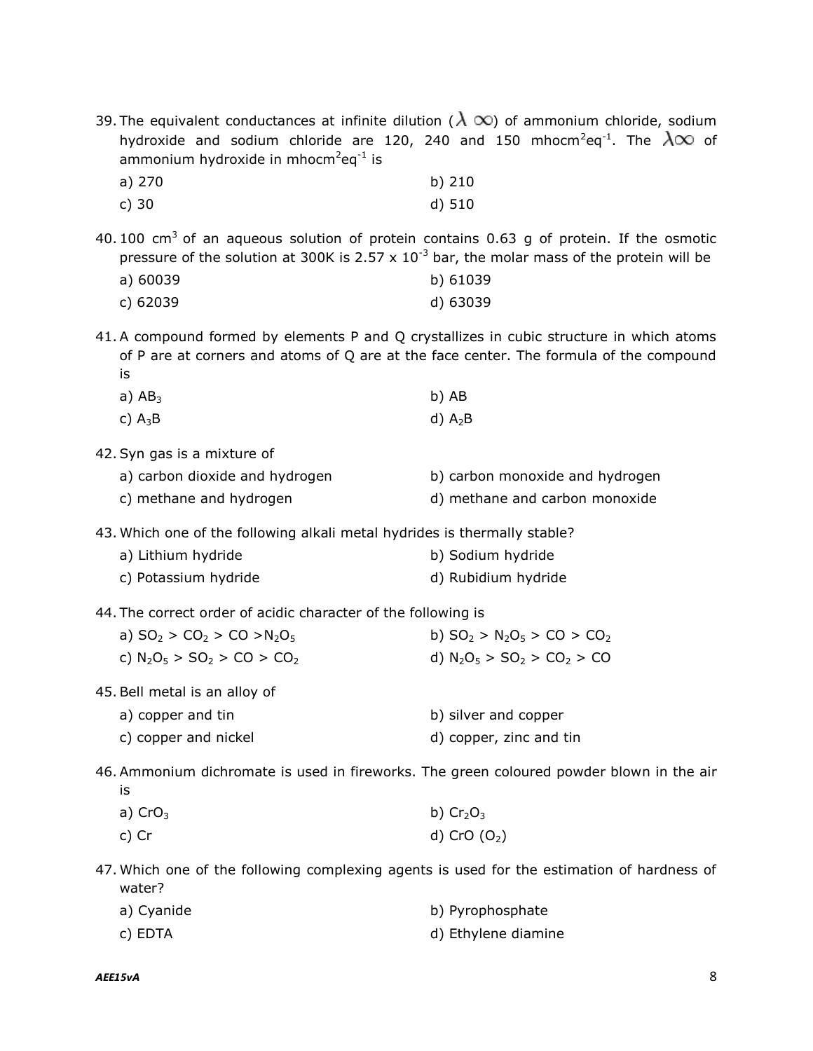39. The equivalent conductances at infinite dilution ($\lambda\infty$) of ammonium chloride, sodium hydroxide and sodium chloride are 120, 240 and 150 mhocm$^2$eq$^{-1}$. The $\lambda\infty$ of ammonium hydroxide in mhocm$^2$eq$^{-1}$ is

   a) 270 
   b) 210 
   c) 30 
   d) 510

40. 100 cm$^3$ of an aqueous solution of protein contains 0.63 g of protein. If the osmotic pressure of the solution at 300K is 2.57 x 10$^{-3}$ bar, the molar mass of the protein will be

   a) 60039 
   b) 61039 
   c) 62039 
   d) 63039

41. A compound formed by elements P and Q crystallizes in cubic structure in which atoms of P are at corners and atoms of Q are at the face center. The formula of the compound is

   a) $AB_3$ 
   b) AB 
   c) $A_3B$ 
   d) $A_2B$

42. Syn gas is a mixture of

   a) carbon dioxide and hydrogen 
   b) carbon monoxide and hydrogen 
   c) methane and hydrogen 
   d) methane and carbon monoxide

43. Which one of the following alkali metal hydrides is thermally stable?

   a) Lithium hydride 
   b) Sodium hydride 
   c) Potassium hydride 
   d) Rubidium hydride

44. The correct order of acidic character of the following is

   a) $SO_2 > CO_2 > CO > N_2O_5$ 
   b) $SO_2 > N_2O_5 > CO > CO_2$ 
   c) $N_2O_5 > SO_2 > CO > CO_2$ 
   d) $N_2O_5 > SO_2 > CO_2 > CO$

45. Bell metal is an alloy of

   a) copper and tin 
   b) silver and copper 
   c) copper and nickel 
   d) copper, zinc and tin

46. Ammonium dichromate is used in fireworks. The green coloured powder blown in the air is

   a) $CrO_3$ 
   b) $Cr_2O_3$ 
   c) Cr 
   d) CrO ($O_2$)

47. Which one of the following complexing agents is used for the estimation of hardness of water?

   a) Cyanide 
   b) Pyrophosphate 
   c) EDTA 
   d) Ethylene diamine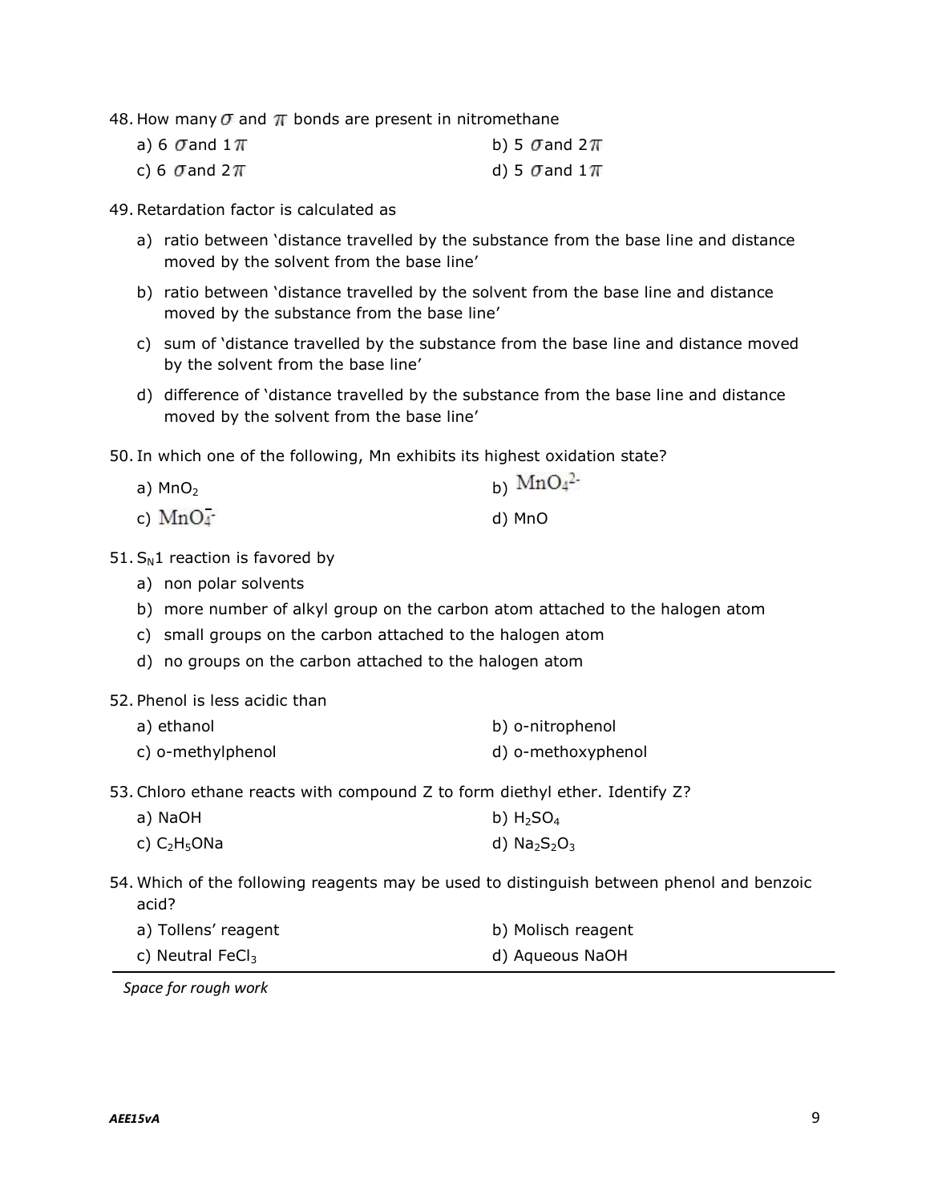48. How many $\sigma$ and $\pi$ bonds are present in nitromethane

a) 6 $\sigma$ and 1 $\pi$
b) 5 $\sigma$ and 2 $\pi$
c) 6 $\sigma$ and 2 $\pi$
d) 5 $\sigma$ and 1 $\pi$

49. Retardation factor is calculated as

a) ratio between 'distance travelled by the substance from the base line and distance moved by the solvent from the base line'
b) ratio between 'distance travelled by the solvent from the base line and distance moved by the substance from the base line'
c) sum of 'distance travelled by the substance from the base line and distance moved by the solvent from the base line'
d) difference of 'distance travelled by the substance from the base line and distance moved by the solvent from the base line'

50. In which one of the following, Mn exhibits its highest oxidation state?

a) $MnO_2$
b) $MnO_4^{2-}$
c) $MnO_4^-$
d) MnO

51. $S_N1$ reaction is favored by

a) non polar solvents
b) more number of alkyl group on the carbon atom attached to the halogen atom
c) small groups on the carbon attached to the halogen atom
d) no groups on the carbon attached to the halogen atom

52. Phenol is less acidic than

a) ethanol
b) o-nitrophenol
c) o-methylphenol
d) o-methoxyphenol

53. Chloro ethane reacts with compound Z to form diethyl ether. Identify Z?

a) NaOH
b) $H_2SO_4$
c) $C_2H_5ONa$
d) $Na_2S_2O_3$

54. Which of the following reagents may be used to distinguish between phenol and benzoic acid?

a) Tollens' reagent
b) Molisch reagent
c) Neutral $FeCl_3$
d) Aqueous NaOH

*Space for rough work*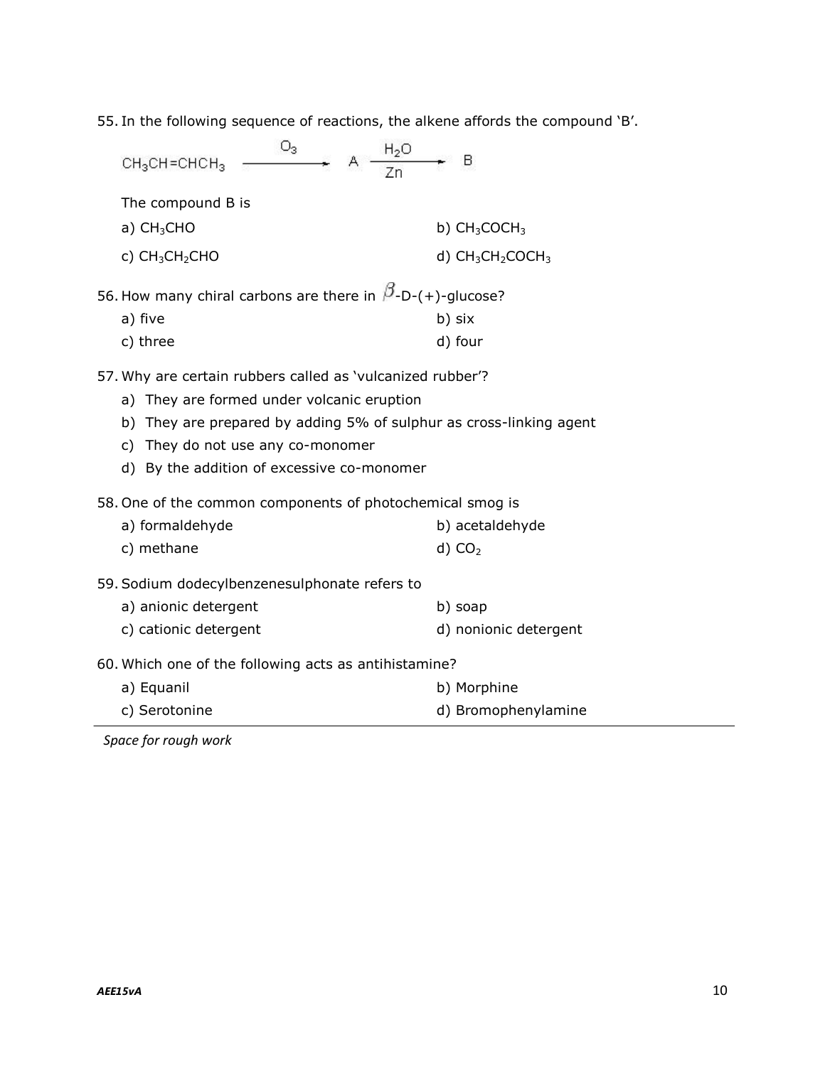55. In the following sequence of reactions, the alkene affords the compound 'B'.

$$CH_3CH{=}CHCH_3 \xrightarrow{O_3} A \xrightarrow[Zn]{H_2O} B$$

The compound B is

a) $CH_3CHO$ b) $CH_3COCH_3$

c) $CH_3CH_2CHO$ d) $CH_3CH_2COCH_3$

56. How many chiral carbons are there in $\beta$-D-(+)-glucose?

a) five b) six

c) three d) four

57. Why are certain rubbers called as 'vulcanized rubber'?

a) They are formed under volcanic eruption
b) They are prepared by adding 5% of sulphur as cross-linking agent
c) They do not use any co-monomer
d) By the addition of excessive co-monomer

58. One of the common components of photochemical smog is

a) formaldehyde b) acetaldehyde

c) methane d) $CO_2$

59. Sodium dodecylbenzenesulphonate refers to

a) anionic detergent b) soap

c) cationic detergent d) nonionic detergent

60. Which one of the following acts as antihistamine?

a) Equanil b) Morphine

c) Serotonine d) Bromophenylamine

*Space for rough work*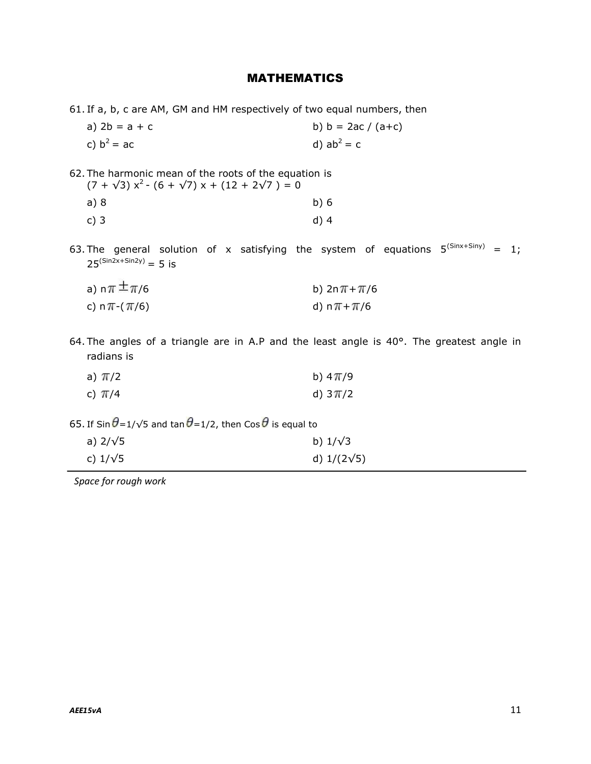## MATHEMATICS

61. If a, b, c are AM, GM and HM respectively of two equal numbers, then

   a) $2b = a + c$  
   b) $b = 2ac / (a+c)$  
   c) $b^2 = ac$  
   d) $ab^2 = c$

62. The harmonic mean of the roots of the equation is $(7 + \sqrt{3}) x^2 - (6 + \sqrt{7}) x + (12 + 2\sqrt{7}) = 0$

   a) 8  
   b) 6  
   c) 3  
   d) 4

63. The general solution of x satisfying the system of equations $5^{(\text{Sin}x+\text{Sin}y)} = 1$; $25^{(\text{Sin}2x+\text{Sin}2y)} = 5$ is

   a) $n\pi \pm \pi/6$  
   b) $2n\pi + \pi/6$  
   c) $n\pi - (\pi/6)$  
   d) $n\pi + \pi/6$

64. The angles of a triangle are in A.P and the least angle is 40°. The greatest angle in radians is

   a) $\pi/2$  
   b) $4\pi/9$  
   c) $\pi/4$  
   d) $3\pi/2$

65. If $\text{Sin}\,\theta = 1/\sqrt{5}$ and $\tan\theta = 1/2$, then $\text{Cos}\,\theta$ is equal to

   a) $2/\sqrt{5}$  
   b) $1/\sqrt{3}$  
   c) $1/\sqrt{5}$  
   d) $1/(2\sqrt{5})$

*Space for rough work*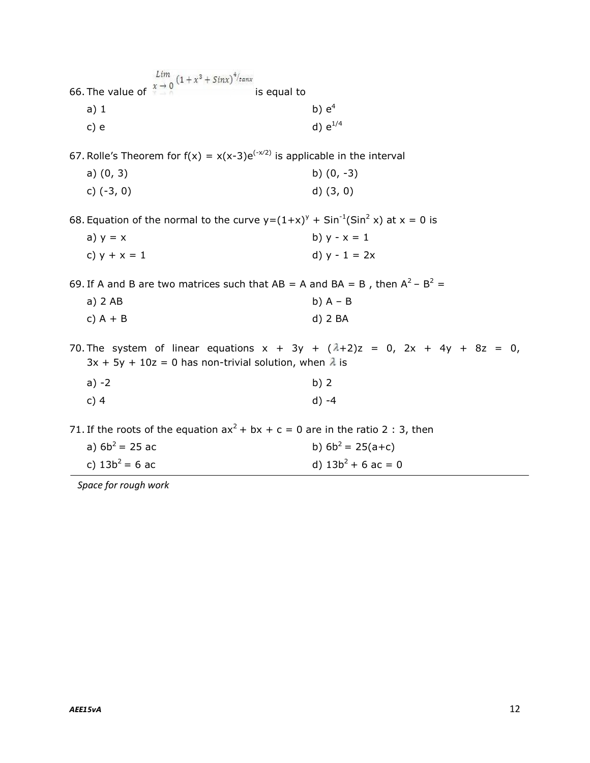66. The value of $\lim_{x \to 0} (1 + x^3 + Sinx)^{4/tanx}$ is equal to

a) 1 b) $e^4$

c) e d) $e^{1/4}$

67. Rolle's Theorem for $f(x) = x(x-3)e^{(-x/2)}$ is applicable in the interval

a) (0, 3) b) (0, -3)

c) (-3, 0) d) (3, 0)

68. Equation of the normal to the curve $y=(1+x)^y + Sin^{-1}(Sin^2 x)$ at $x = 0$ is

a) $y = x$ b) $y - x = 1$

c) $y + x = 1$ d) $y - 1 = 2x$

69. If A and B are two matrices such that AB = A and BA = B , then $A^2 - B^2 =$

a) 2 AB b) A – B

c) A + B d) 2 BA

70. The system of linear equations $x + 3y + (\lambda+2)z = 0$, $2x + 4y + 8z = 0$, $3x + 5y + 10z = 0$ has non-trivial solution, when $\lambda$ is

a) -2 b) 2

c) 4 d) -4

71. If the roots of the equation $ax^2 + bx + c = 0$ are in the ratio 2 : 3, then

a) $6b^2 = 25\ ac$ b) $6b^2 = 25(a+c)$

c) $13b^2 = 6\ ac$ d) $13b^2 + 6\ ac = 0$

*Space for rough work*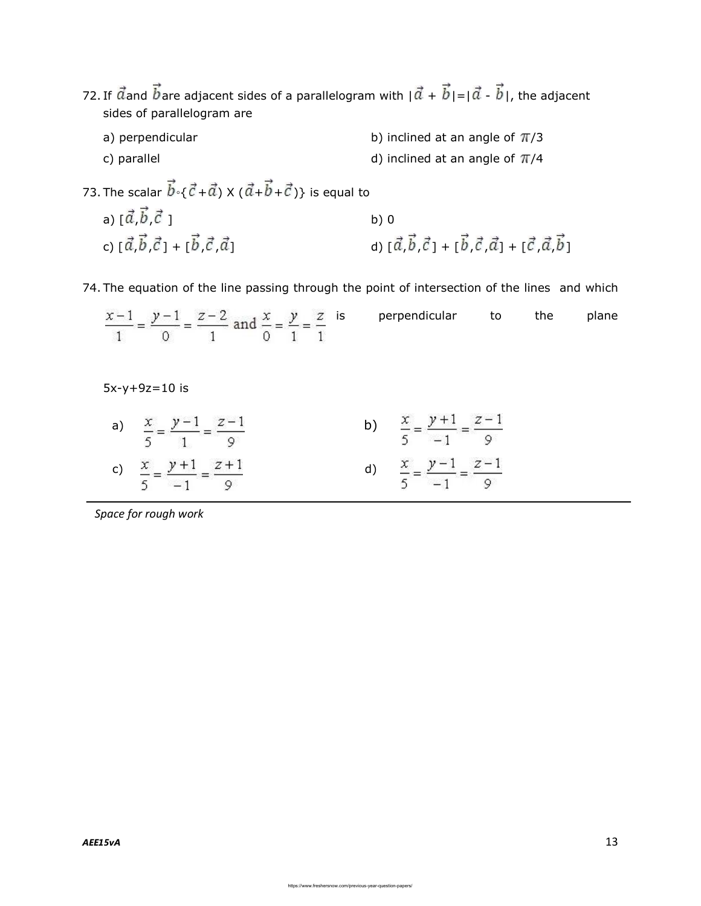72. If $\vec{a}$ and $\vec{b}$ are adjacent sides of a parallelogram with $|\vec{a} + \vec{b}| = |\vec{a} - \vec{b}|$, the adjacent sides of parallelogram are

a) perpendicular

b) inclined at an angle of $\pi/3$

c) parallel

d) inclined at an angle of $\pi/4$

73. The scalar $\vec{b} \cdot \{(\vec{c} + \vec{a}) \times (\vec{a} + \vec{b} + \vec{c})\}$ is equal to

a) $[\vec{a}, \vec{b}, \vec{c}]$

b) 0

c) $[\vec{a}, \vec{b}, \vec{c}] + [\vec{b}, \vec{c}, \vec{a}]$

d) $[\vec{a}, \vec{b}, \vec{c}] + [\vec{b}, \vec{c}, \vec{a}] + [\vec{c}, \vec{a}, \vec{b}]$

74. The equation of the line passing through the point of intersection of the lines and which $\frac{x-1}{1} = \frac{y-1}{0} = \frac{z-2}{1}$ and $\frac{x}{0} = \frac{y}{1} = \frac{z}{1}$ is perpendicular to the plane

5x-y+9z=10 is

a) $\frac{x}{5} = \frac{y-1}{1} = \frac{z-1}{9}$

b) $\frac{x}{5} = \frac{y+1}{-1} = \frac{z-1}{9}$

c) $\frac{x}{5} = \frac{y+1}{-1} = \frac{z+1}{9}$

d) $\frac{x}{5} = \frac{y-1}{-1} = \frac{z-1}{9}$

*Space for rough work*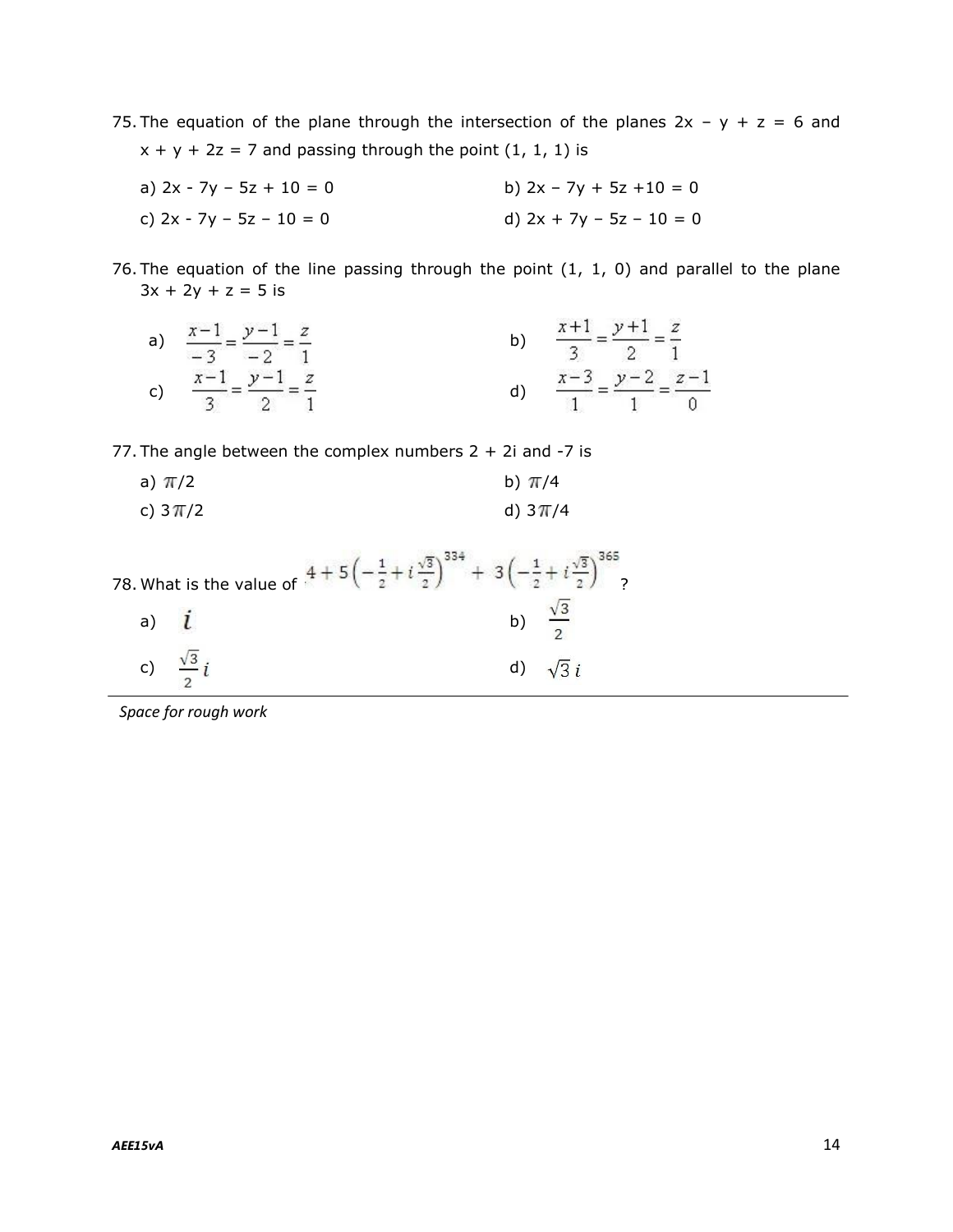75. The equation of the plane through the intersection of the planes 2x − y + z = 6 and x + y + 2z = 7 and passing through the point (1, 1, 1) is

a) 2x - 7y − 5z + 10 = 0

b) 2x − 7y + 5z +10 = 0

c) 2x - 7y − 5z − 10 = 0

d) 2x + 7y − 5z − 10 = 0

76. The equation of the line passing through the point (1, 1, 0) and parallel to the plane 3x + 2y + z = 5 is

a) $\frac{x-1}{-3} = \frac{y-1}{-2} = \frac{z}{1}$

b) $\frac{x+1}{3} = \frac{y+1}{2} = \frac{z}{1}$

c) $\frac{x-1}{3} = \frac{y-1}{2} = \frac{z}{1}$

d) $\frac{x-3}{1} = \frac{y-2}{1} = \frac{z-1}{0}$

77. The angle between the complex numbers 2 + 2i and -7 is

a) $\pi/2$

b) $\pi/4$

c) $3\pi/2$

d) $3\pi/4$

78. What is the value of $4 + 5\left(-\frac{1}{2} + i\frac{\sqrt{3}}{2}\right)^{334} + 3\left(-\frac{1}{2} + i\frac{\sqrt{3}}{2}\right)^{365}$ ?

a) $i$

b) $\frac{\sqrt{3}}{2}$

c) $\frac{\sqrt{3}}{2}i$

d) $\sqrt{3}\,i$

*Space for rough work*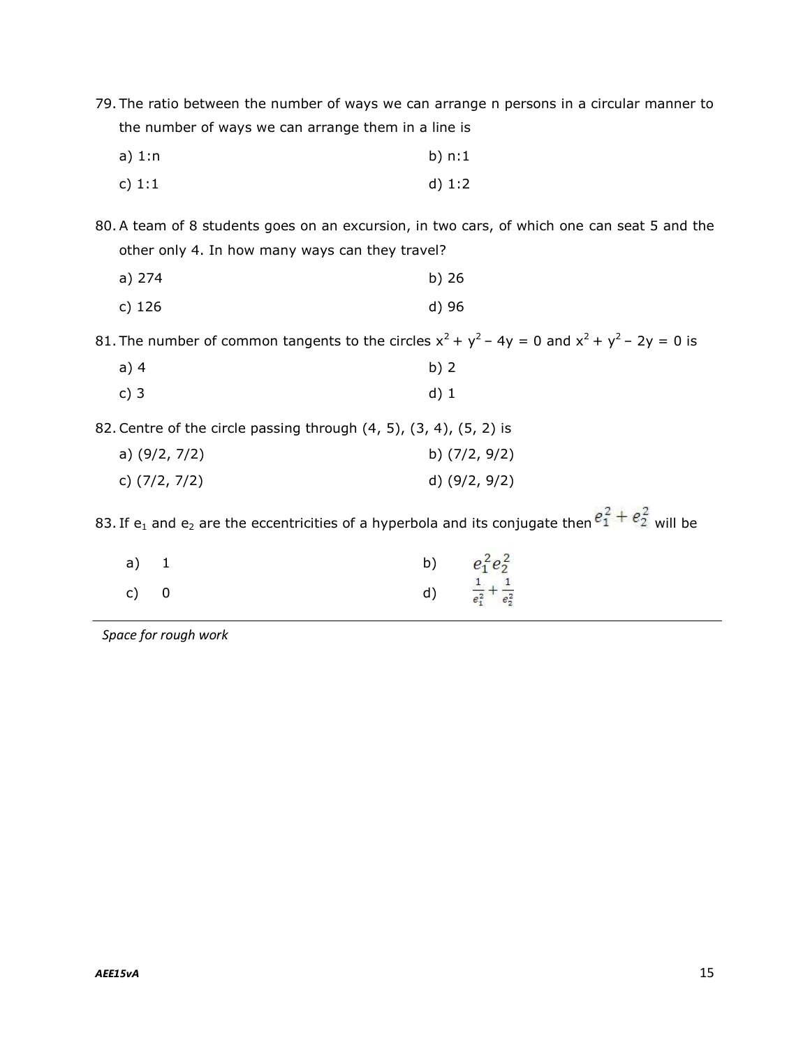79. The ratio between the number of ways we can arrange n persons in a circular manner to the number of ways we can arrange them in a line is

    a) 1:n
    b) n:1
    c) 1:1
    d) 1:2

80. A team of 8 students goes on an excursion, in two cars, of which one can seat 5 and the other only 4. In how many ways can they travel?

    a) 274
    b) 26
    c) 126
    d) 96

81. The number of common tangents to the circles $x^2 + y^2 - 4y = 0$ and $x^2 + y^2 - 2y = 0$ is

    a) 4
    b) 2
    c) 3
    d) 1

82. Centre of the circle passing through (4, 5), (3, 4), (5, 2) is

    a) (9/2, 7/2)
    b) (7/2, 9/2)
    c) (7/2, 7/2)
    d) (9/2, 9/2)

83. If $e_1$ and $e_2$ are the eccentricities of a hyperbola and its conjugate then $e_1^2 + e_2^2$ will be

    a) 1
    b) $e_1^2 e_2^2$
    c) 0
    d) $\frac{1}{e_1^2} + \frac{1}{e_2^2}$

*Space for rough work*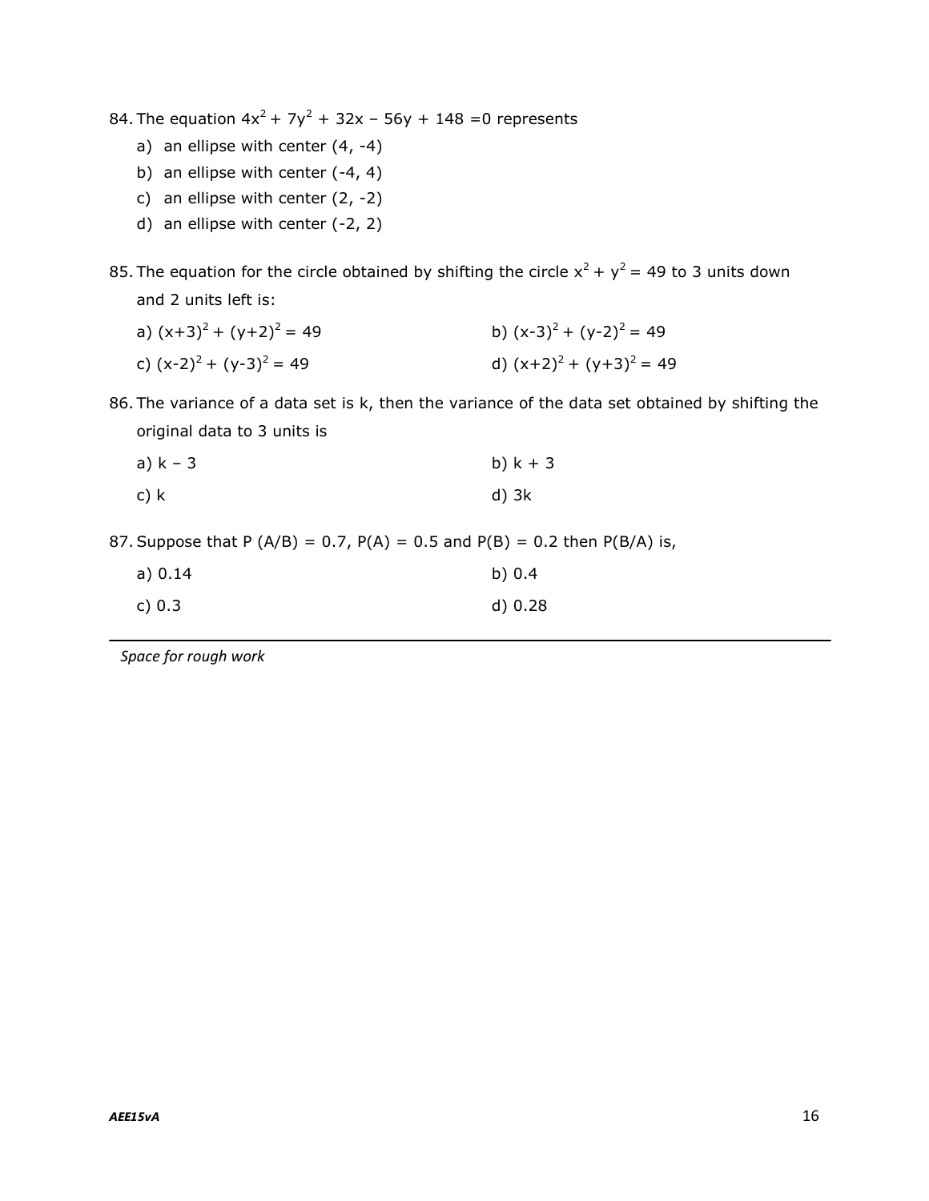84. The equation $4x^2 + 7y^2 + 32x - 56y + 148 = 0$ represents

a) an ellipse with center (4, -4)
b) an ellipse with center (-4, 4)
c) an ellipse with center (2, -2)
d) an ellipse with center (-2, 2)

85. The equation for the circle obtained by shifting the circle $x^2 + y^2 = 49$ to 3 units down and 2 units left is:

a) $(x+3)^2 + (y+2)^2 = 49$
b) $(x-3)^2 + (y-2)^2 = 49$
c) $(x-2)^2 + (y-3)^2 = 49$
d) $(x+2)^2 + (y+3)^2 = 49$

86. The variance of a data set is k, then the variance of the data set obtained by shifting the original data to 3 units is

a) k – 3
b) k + 3
c) k
d) 3k

87. Suppose that P (A/B) = 0.7, P(A) = 0.5 and P(B) = 0.2 then P(B/A) is,

a) 0.14
b) 0.4
c) 0.3
d) 0.28

---

*Space for rough work*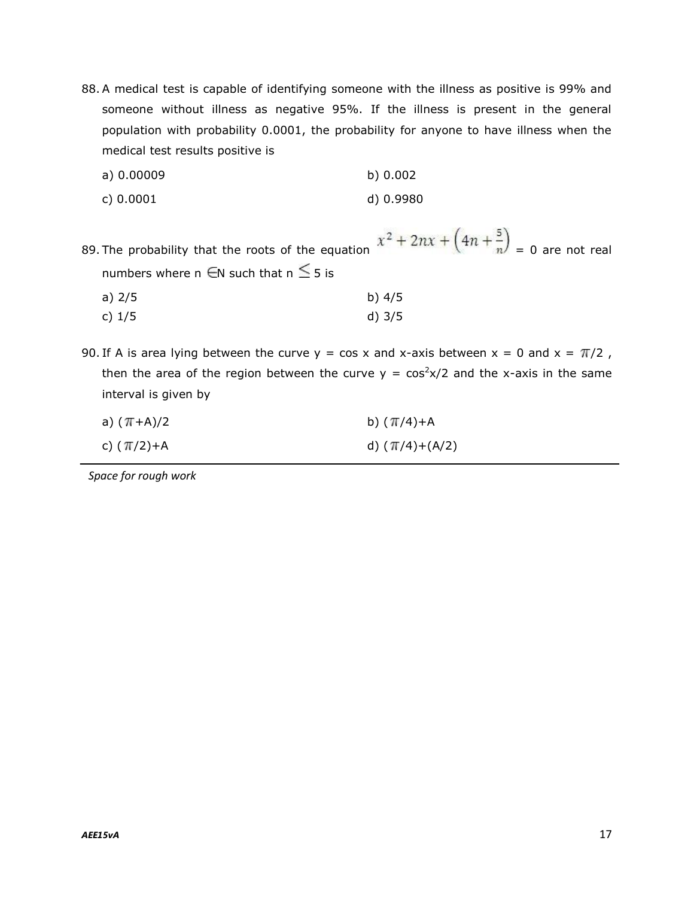88. A medical test is capable of identifying someone with the illness as positive is 99% and someone without illness as negative 95%. If the illness is present in the general population with probability 0.0001, the probability for anyone to have illness when the medical test results positive is

a) 0.00009
b) 0.002
c) 0.0001
d) 0.9980

89. The probability that the roots of the equation $x^2 + 2nx + \left(4n + \frac{5}{n}\right) = 0$ are not real numbers where $n \in N$ such that $n \leq 5$ is

a) 2/5
b) 4/5
c) 1/5
d) 3/5

90. If A is area lying between the curve y = cos x and x-axis between x = 0 and x = $\pi/2$ , then the area of the region between the curve y = $\cos^2 x/2$ and the x-axis in the same interval is given by

a) $(\pi+A)/2$
b) $(\pi/4)+A$
c) $(\pi/2)+A$
d) $(\pi/4)+(A/2)$

*Space for rough work*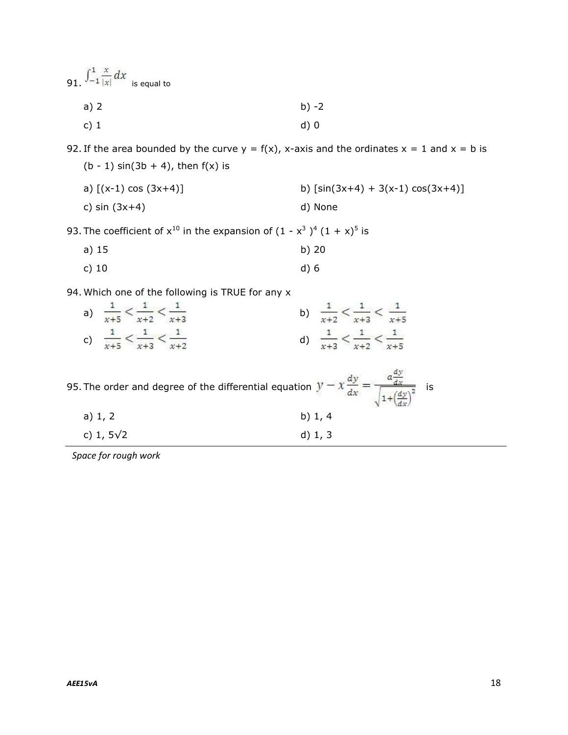91. $\int_{-1}^{1} \frac{x}{|x|} dx$ is equal to

a) 2  b) -2

c) 1  d) 0

92. If the area bounded by the curve y = f(x), x-axis and the ordinates x = 1 and x = b is (b - 1) sin(3b + 4), then f(x) is

a) [(x-1) cos (3x+4)]  b) [sin(3x+4) + 3(x-1) cos(3x+4)]

c) sin (3x+4)  d) None

93. The coefficient of $x^{10}$ in the expansion of $(1 - x^3)^4 (1 + x)^5$ is

a) 15  b) 20

c) 10  d) 6

94. Which one of the following is TRUE for any x

a) $\frac{1}{x+5} < \frac{1}{x+2} < \frac{1}{x+3}$  b) $\frac{1}{x+2} < \frac{1}{x+3} < \frac{1}{x+5}$

c) $\frac{1}{x+5} < \frac{1}{x+3} < \frac{1}{x+2}$  d) $\frac{1}{x+3} < \frac{1}{x+2} < \frac{1}{x+5}$

95. The order and degree of the differential equation $y - x\frac{dy}{dx} = \frac{a\frac{dy}{dx}}{\sqrt{1+\left(\frac{dy}{dx}\right)^2}}$ is

a) 1, 2  b) 1, 4

c) 1, 5√2  d) 1, 3

*Space for rough work*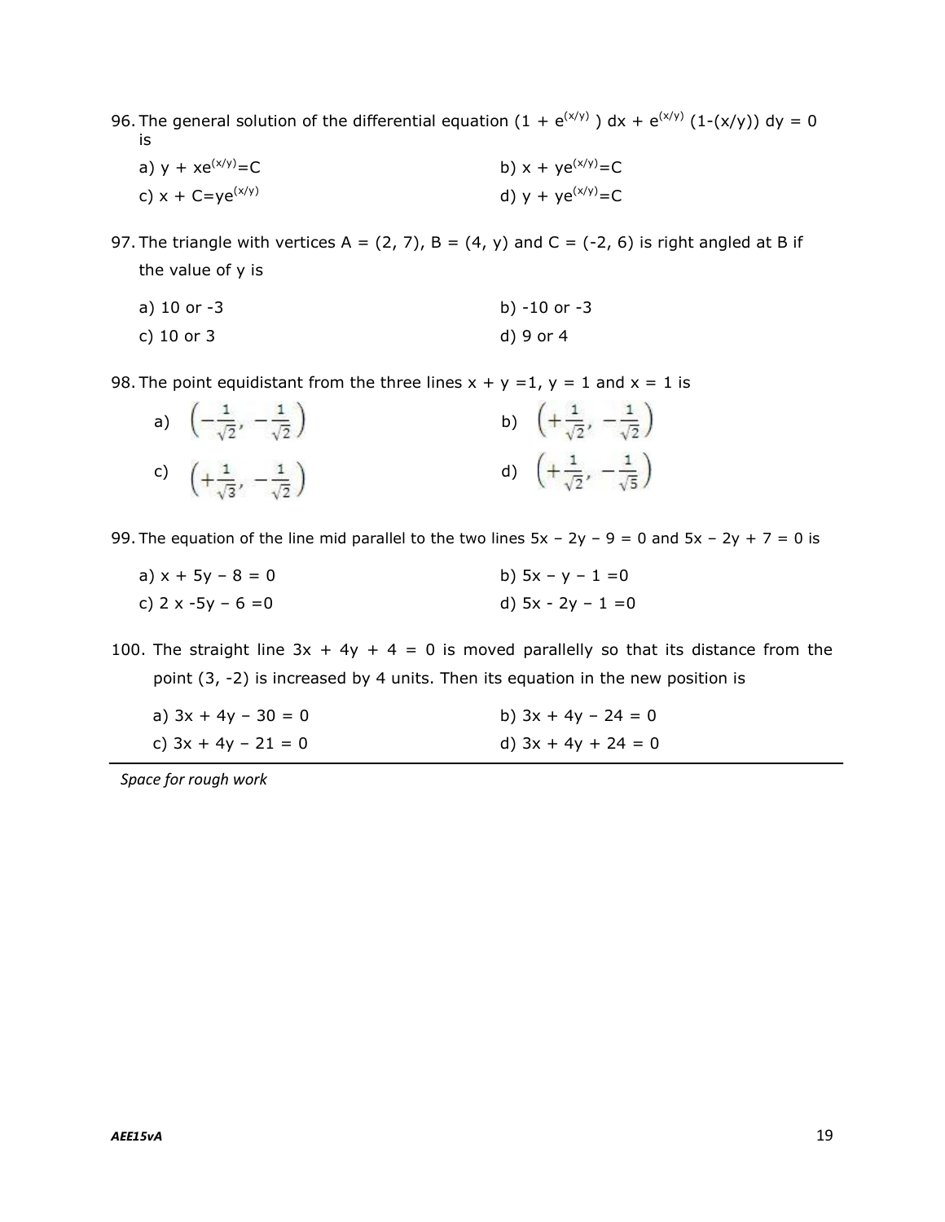96. The general solution of the differential equation $(1 + e^{(x/y)})\,dx + e^{(x/y)}\,(1-(x/y))\,dy = 0$ is

   a) $y + xe^{(x/y)}=C$ &nbsp;&nbsp;&nbsp;&nbsp; b) $x + ye^{(x/y)}=C$

   c) $x + C=ye^{(x/y)}$ &nbsp;&nbsp;&nbsp;&nbsp; d) $y + ye^{(x/y)}=C$

97. The triangle with vertices A = (2, 7), B = (4, y) and C = (-2, 6) is right angled at B if the value of y is

   a) 10 or -3 &nbsp;&nbsp;&nbsp;&nbsp; b) -10 or -3

   c) 10 or 3 &nbsp;&nbsp;&nbsp;&nbsp; d) 9 or 4

98. The point equidistant from the three lines $x + y =1$, $y = 1$ and $x = 1$ is

   a) $\left(-\frac{1}{\sqrt{2}}, -\frac{1}{\sqrt{2}}\right)$ &nbsp;&nbsp;&nbsp;&nbsp; b) $\left(+\frac{1}{\sqrt{2}}, -\frac{1}{\sqrt{2}}\right)$

   c) $\left(+\frac{1}{\sqrt{3}}, -\frac{1}{\sqrt{2}}\right)$ &nbsp;&nbsp;&nbsp;&nbsp; d) $\left(+\frac{1}{\sqrt{2}}, -\frac{1}{\sqrt{5}}\right)$

99. The equation of the line mid parallel to the two lines $5x - 2y - 9 = 0$ and $5x - 2y + 7 = 0$ is

   a) $x + 5y - 8 = 0$ &nbsp;&nbsp;&nbsp;&nbsp; b) $5x - y - 1 =0$

   c) $2x - 5y - 6 =0$ &nbsp;&nbsp;&nbsp;&nbsp; d) $5x - 2y - 1 =0$

100. The straight line $3x + 4y + 4 = 0$ is moved parallelly so that its distance from the point (3, -2) is increased by 4 units. Then its equation in the new position is

   a) $3x + 4y - 30 = 0$ &nbsp;&nbsp;&nbsp;&nbsp; b) $3x + 4y - 24 = 0$

   c) $3x + 4y - 21 = 0$ &nbsp;&nbsp;&nbsp;&nbsp; d) $3x + 4y + 24 = 0$

---

*Space for rough work*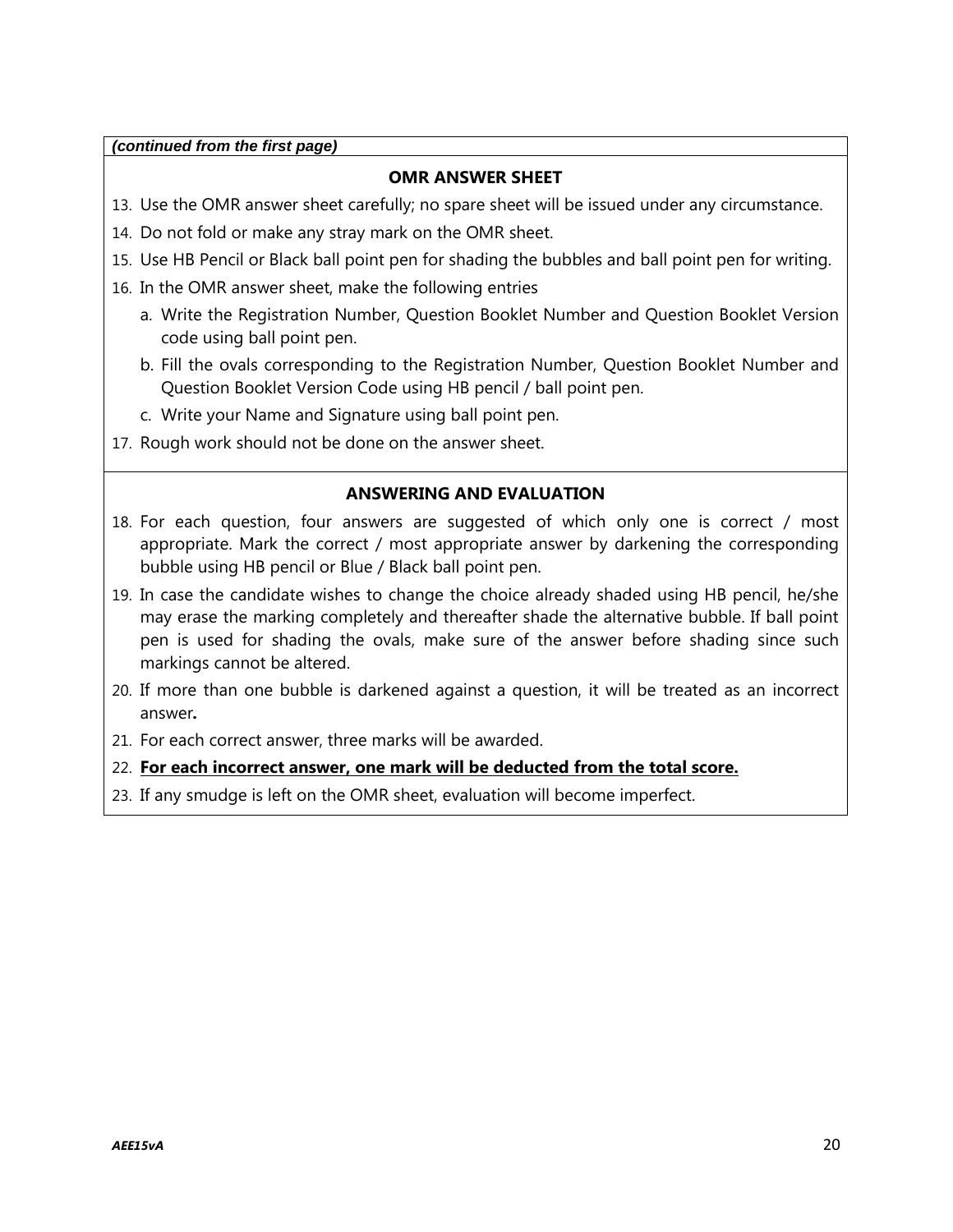***(continued from the first page)***

## OMR ANSWER SHEET

13. Use the OMR answer sheet carefully; no spare sheet will be issued under any circumstance.
14. Do not fold or make any stray mark on the OMR sheet.
15. Use HB Pencil or Black ball point pen for shading the bubbles and ball point pen for writing.
16. In the OMR answer sheet, make the following entries
    a. Write the Registration Number, Question Booklet Number and Question Booklet Version code using ball point pen.
    b. Fill the ovals corresponding to the Registration Number, Question Booklet Number and Question Booklet Version Code using HB pencil / ball point pen.
    c. Write your Name and Signature using ball point pen.
17. Rough work should not be done on the answer sheet.

## ANSWERING AND EVALUATION

18. For each question, four answers are suggested of which only one is correct / most appropriate. Mark the correct / most appropriate answer by darkening the corresponding bubble using HB pencil or Blue / Black ball point pen.
19. In case the candidate wishes to change the choice already shaded using HB pencil, he/she may erase the marking completely and thereafter shade the alternative bubble. If ball point pen is used for shading the ovals, make sure of the answer before shading since such markings cannot be altered.
20. If more than one bubble is darkened against a question, it will be treated as an incorrect answer**.**
21. For each correct answer, three marks will be awarded.
22. <u>**For each incorrect answer, one mark will be deducted from the total score.**</u>
23. If any smudge is left on the OMR sheet, evaluation will become imperfect.